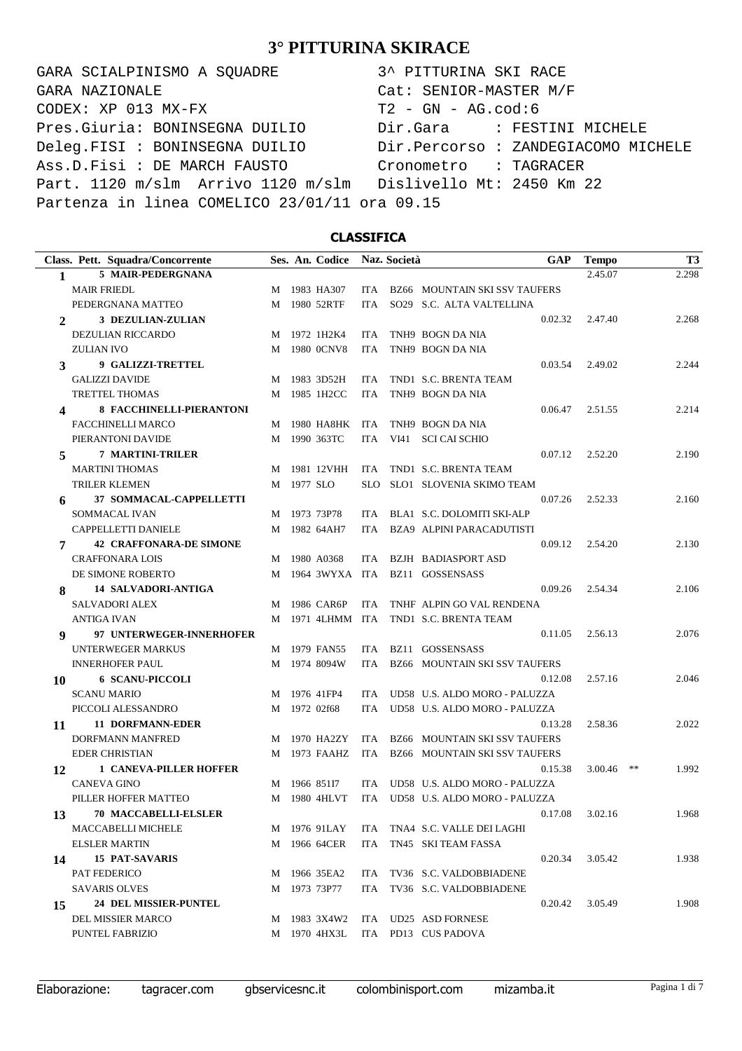# 3° PITTURINA SKIRACE

```
GARA SCIALPINISMO A SQUADRE                 3^ PITTURINA SKI RACE
GARA NAZIONALE                              Cat: SENIOR-MASTER M/F
CODEX: XP 013 MX-FX                         T2 - GN - AG.cod:6
Pres.Giuria: BONINSEGNA DUILIO              Dir.Gara     : FESTINI MICHELE
Deleg.FISI : BONINSEGNA DUILIO              Dir.Percorso : ZANDEGIACOMO MICHELE
Ass.D.Fisi : DE MARCH FAUSTO                Cronometro   : TAGRACER
Part. 1120 m/slm  Arrivo 1120 m/slm         Dislivello Mt: 2450 Km 22
Partenza in linea COMELICO 23/01/11 ora 09.15
```

## CLASSIFICA

| Class. | Pett. Squadra/Concorrente | Ses. | An. | Codice | Naz. | Società | GAP | Tempo | | T3 |
|---|---|---|---|---|---|---|---|---|---|---|
| **1** | **5 MAIR-PEDERGNANA** | | | | | | | 2.45.07 | | 2.298 |
| | MAIR FRIEDL | M | 1983 | HA307 | ITA | BZ66 MOUNTAIN SKI SSV TAUFERS | | | | |
| | PEDERGNANA MATTEO | M | 1980 | 52RTF | ITA | SO29 S.C. ALTA VALTELLINA | | | | |
| **2** | **3 DEZULIAN-ZULIAN** | | | | | | 0.02.32 | 2.47.40 | | 2.268 |
| | DEZULIAN RICCARDO | M | 1972 | 1H2K4 | ITA | TNH9 BOGN DA NIA | | | | |
| | ZULIAN IVO | M | 1980 | 0CNV8 | ITA | TNH9 BOGN DA NIA | | | | |
| **3** | **9 GALIZZI-TRETTEL** | | | | | | 0.03.54 | 2.49.02 | | 2.244 |
| | GALIZZI DAVIDE | M | 1983 | 3D52H | ITA | TND1 S.C. BRENTA TEAM | | | | |
| | TRETTEL THOMAS | M | 1985 | 1H2CC | ITA | TNH9 BOGN DA NIA | | | | |
| **4** | **8 FACCHINELLI-PIERANTONI** | | | | | | 0.06.47 | 2.51.55 | | 2.214 |
| | FACCHINELLI MARCO | M | 1980 | HA8HK | ITA | TNH9 BOGN DA NIA | | | | |
| | PIERANTONI DAVIDE | M | 1990 | 363TC | ITA | VI41 SCI CAI SCHIO | | | | |
| **5** | **7 MARTINI-TRILER** | | | | | | 0.07.12 | 2.52.20 | | 2.190 |
| | MARTINI THOMAS | M | 1981 | 12VHH | ITA | TND1 S.C. BRENTA TEAM | | | | |
| | TRILER KLEMEN | M | 1977 | SLO | SLO | SLO1 SLOVENIA SKIMO TEAM | | | | |
| **6** | **37 SOMMACAL-CAPPELLETTI** | | | | | | 0.07.26 | 2.52.33 | | 2.160 |
| | SOMMACAL IVAN | M | 1973 | 73P78 | ITA | BLA1 S.C. DOLOMITI SKI-ALP | | | | |
| | CAPPELLETTI DANIELE | M | 1982 | 64AH7 | ITA | BZA9 ALPINI PARACADUTISTI | | | | |
| **7** | **42 CRAFFONARA-DE SIMONE** | | | | | | 0.09.12 | 2.54.20 | | 2.130 |
| | CRAFFONARA LOIS | M | 1980 | A0368 | ITA | BZJH BADIASPORT ASD | | | | |
| | DE SIMONE ROBERTO | M | 1964 | 3WYXA | ITA | BZ11 GOSSENSASS | | | | |
| **8** | **14 SALVADORI-ANTIGA** | | | | | | 0.09.26 | 2.54.34 | | 2.106 |
| | SALVADORI ALEX | M | 1986 | CAR6P | ITA | TNHF ALPIN GO VAL RENDENA | | | | |
| | ANTIGA IVAN | M | 1971 | 4LHMM | ITA | TND1 S.C. BRENTA TEAM | | | | |
| **9** | **97 UNTERWEGER-INNERHOFER** | | | | | | 0.11.05 | 2.56.13 | | 2.076 |
| | UNTERWEGER MARKUS | M | 1979 | FAN55 | ITA | BZ11 GOSSENSASS | | | | |
| | INNERHOFER PAUL | M | 1974 | 8094W | ITA | BZ66 MOUNTAIN SKI SSV TAUFERS | | | | |
| **10** | **6 SCANU-PICCOLI** | | | | | | 0.12.08 | 2.57.16 | | 2.046 |
| | SCANU MARIO | M | 1976 | 41FP4 | ITA | UD58 U.S. ALDO MORO - PALUZZA | | | | |
| | PICCOLI ALESSANDRO | M | 1972 | 02f68 | ITA | UD58 U.S. ALDO MORO - PALUZZA | | | | |
| **11** | **11 DORFMANN-EDER** | | | | | | 0.13.28 | 2.58.36 | | 2.022 |
| | DORFMANN MANFRED | M | 1970 | HA2ZY | ITA | BZ66 MOUNTAIN SKI SSV TAUFERS | | | | |
| | EDER CHRISTIAN | M | 1973 | FAAHZ | ITA | BZ66 MOUNTAIN SKI SSV TAUFERS | | | | |
| **12** | **1 CANEVA-PILLER HOFFER** | | | | | | 0.15.38 | 3.00.46 | ** | 1.992 |
| | CANEVA GINO | M | 1966 | 851I7 | ITA | UD58 U.S. ALDO MORO - PALUZZA | | | | |
| | PILLER HOFFER MATTEO | M | 1980 | 4HLVT | ITA | UD58 U.S. ALDO MORO - PALUZZA | | | | |
| **13** | **70 MACCABELLI-ELSLER** | | | | | | 0.17.08 | 3.02.16 | | 1.968 |
| | MACCABELLI MICHELE | M | 1976 | 91LAY | ITA | TNA4 S.C. VALLE DEI LAGHI | | | | |
| | ELSLER MARTIN | M | 1966 | 64CER | ITA | TN45 SKI TEAM FASSA | | | | |
| **14** | **15 PAT-SAVARIS** | | | | | | 0.20.34 | 3.05.42 | | 1.938 |
| | PAT FEDERICO | M | 1966 | 35EA2 | ITA | TV36 S.C. VALDOBBIADENE | | | | |
| | SAVARIS OLVES | M | 1973 | 73P77 | ITA | TV36 S.C. VALDOBBIADENE | | | | |
| **15** | **24 DEL MISSIER-PUNTEL** | | | | | | 0.20.42 | 3.05.49 | | 1.908 |
| | DEL MISSIER MARCO | M | 1983 | 3X4W2 | ITA | UD25 ASD FORNESE | | | | |
| | PUNTEL FABRIZIO | M | 1970 | 4HX3L | ITA | PD13 CUS PADOVA | | | | |

Elaborazione: tagracer.com gbservicesnc.it colombinisport.com mizamba.it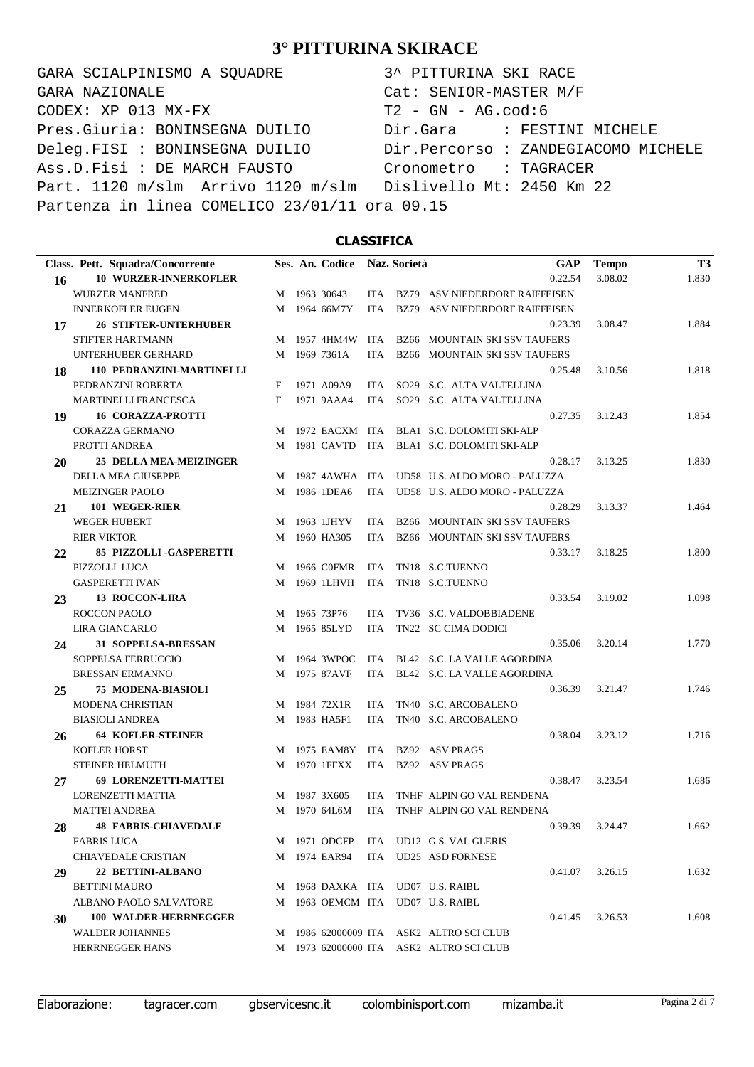# 3° PITTURINA SKIRACE

```
GARA SCIALPINISMO A SQUADRE          3^ PITTURINA SKI RACE
GARA NAZIONALE                       Cat: SENIOR-MASTER M/F
CODEX: XP 013 MX-FX                  T2 - GN - AG.cod:6
Pres.Giuria: BONINSEGNA DUILIO       Dir.Gara     : FESTINI MICHELE
Deleg.FISI : BONINSEGNA DUILIO       Dir.Percorso : ZANDEGIACOMO MICHELE
Ass.D.Fisi : DE MARCH FAUSTO         Cronometro   : TAGRACER
Part. 1120 m/slm  Arrivo 1120 m/slm  Dislivello Mt: 2450 Km 22
Partenza in linea COMELICO 23/01/11 ora 09.15
```

## CLASSIFICA

| Class. | Pett. Squadra/Concorrente | Ses. | An. | Codice | Naz. | Società | | GAP | Tempo | T3 |
|---|---|---|---|---|---|---|---|---|---|---|
| 16 | **10 WURZER-INNERKOFLER** | | | | | | | 0.22.54 | 3.08.02 | 1.830 |
| | WURZER MANFRED | M | 1963 | 30643 | ITA | BZ79 | ASV NIEDERDORF RAIFFEISEN | | | |
| | INNERKOFLER EUGEN | M | 1964 | 66M7Y | ITA | BZ79 | ASV NIEDERDORF RAIFFEISEN | | | |
| 17 | **26 STIFTER-UNTERHUBER** | | | | | | | 0.23.39 | 3.08.47 | 1.884 |
| | STIFTER HARTMANN | M | 1957 | 4HM4W | ITA | BZ66 | MOUNTAIN SKI SSV TAUFERS | | | |
| | UNTERHUBER GERHARD | M | 1969 | 7361A | ITA | BZ66 | MOUNTAIN SKI SSV TAUFERS | | | |
| 18 | **110 PEDRANZINI-MARTINELLI** | | | | | | | 0.25.48 | 3.10.56 | 1.818 |
| | PEDRANZINI ROBERTA | F | 1971 | A09A9 | ITA | SO29 | S.C. ALTA VALTELLINA | | | |
| | MARTINELLI FRANCESCA | F | 1971 | 9AAA4 | ITA | SO29 | S.C. ALTA VALTELLINA | | | |
| 19 | **16 CORAZZA-PROTTI** | | | | | | | 0.27.35 | 3.12.43 | 1.854 |
| | CORAZZA GERMANO | M | 1972 | EACXM | ITA | BLA1 | S.C. DOLOMITI SKI-ALP | | | |
| | PROTTI ANDREA | M | 1981 | CAVTD | ITA | BLA1 | S.C. DOLOMITI SKI-ALP | | | |
| 20 | **25 DELLA MEA-MEIZINGER** | | | | | | | 0.28.17 | 3.13.25 | 1.830 |
| | DELLA MEA GIUSEPPE | M | 1987 | 4AWHA | ITA | UD58 | U.S. ALDO MORO - PALUZZA | | | |
| | MEIZINGER PAOLO | M | 1986 | 1DEA6 | ITA | UD58 | U.S. ALDO MORO - PALUZZA | | | |
| 21 | **101 WEGER-RIER** | | | | | | | 0.28.29 | 3.13.37 | 1.464 |
| | WEGER HUBERT | M | 1963 | 1JHYV | ITA | BZ66 | MOUNTAIN SKI SSV TAUFERS | | | |
| | RIER VIKTOR | M | 1960 | HA305 | ITA | BZ66 | MOUNTAIN SKI SSV TAUFERS | | | |
| 22 | **85 PIZZOLLI -GASPERETTI** | | | | | | | 0.33.17 | 3.18.25 | 1.800 |
| | PIZZOLLI LUCA | M | 1966 | C0FMR | ITA | TN18 | S.C.TUENNO | | | |
| | GASPERETTI IVAN | M | 1969 | 1LHVH | ITA | TN18 | S.C.TUENNO | | | |
| 23 | **13 ROCCON-LIRA** | | | | | | | 0.33.54 | 3.19.02 | 1.098 |
| | ROCCON PAOLO | M | 1965 | 73P76 | ITA | TV36 | S.C. VALDOBBIADENE | | | |
| | LIRA GIANCARLO | M | 1965 | 85LYD | ITA | TN22 | SC CIMA DODICI | | | |
| 24 | **31 SOPPELSA-BRESSAN** | | | | | | | 0.35.06 | 3.20.14 | 1.770 |
| | SOPPELSA FERRUCCIO | M | 1964 | 3WPOC | ITA | BL42 | S.C. LA VALLE AGORDINA | | | |
| | BRESSAN ERMANNO | M | 1975 | 87AVF | ITA | BL42 | S.C. LA VALLE AGORDINA | | | |
| 25 | **75 MODENA-BIASIOLI** | | | | | | | 0.36.39 | 3.21.47 | 1.746 |
| | MODENA CHRISTIAN | M | 1984 | 72X1R | ITA | TN40 | S.C. ARCOBALENO | | | |
| | BIASIOLI ANDREA | M | 1983 | HA5F1 | ITA | TN40 | S.C. ARCOBALENO | | | |
| 26 | **64 KOFLER-STEINER** | | | | | | | 0.38.04 | 3.23.12 | 1.716 |
| | KOFLER HORST | M | 1975 | EAM8Y | ITA | BZ92 | ASV PRAGS | | | |
| | STEINER HELMUTH | M | 1970 | 1FFXX | ITA | BZ92 | ASV PRAGS | | | |
| 27 | **69 LORENZETTI-MATTEI** | | | | | | | 0.38.47 | 3.23.54 | 1.686 |
| | LORENZETTI MATTIA | M | 1987 | 3X605 | ITA | TNHF | ALPIN GO VAL RENDENA | | | |
| | MATTEI ANDREA | M | 1970 | 64L6M | ITA | TNHF | ALPIN GO VAL RENDENA | | | |
| 28 | **48 FABRIS-CHIAVEDALE** | | | | | | | 0.39.39 | 3.24.47 | 1.662 |
| | FABRIS LUCA | M | 1971 | ODCFP | ITA | UD12 | G.S. VAL GLERIS | | | |
| | CHIAVEDALE CRISTIAN | M | 1974 | EAR94 | ITA | UD25 | ASD FORNESE | | | |
| 29 | **22 BETTINI-ALBANO** | | | | | | | 0.41.07 | 3.26.15 | 1.632 |
| | BETTINI MAURO | M | 1968 | DAXKA | ITA | UD07 | U.S. RAIBL | | | |
| | ALBANO PAOLO SALVATORE | M | 1963 | OEMCM | ITA | UD07 | U.S. RAIBL | | | |
| 30 | **100 WALDER-HERRNEGGER** | | | | | | | 0.41.45 | 3.26.53 | 1.608 |
| | WALDER JOHANNES | M | 1986 | 62000009 | ITA | ASK2 | ALTRO SCI CLUB | | | |
| | HERRNEGGER HANS | M | 1973 | 62000000 | ITA | ASK2 | ALTRO SCI CLUB | | | |

Elaborazione: tagracer.com gbservicesnc.it colombinisport.com mizamba.it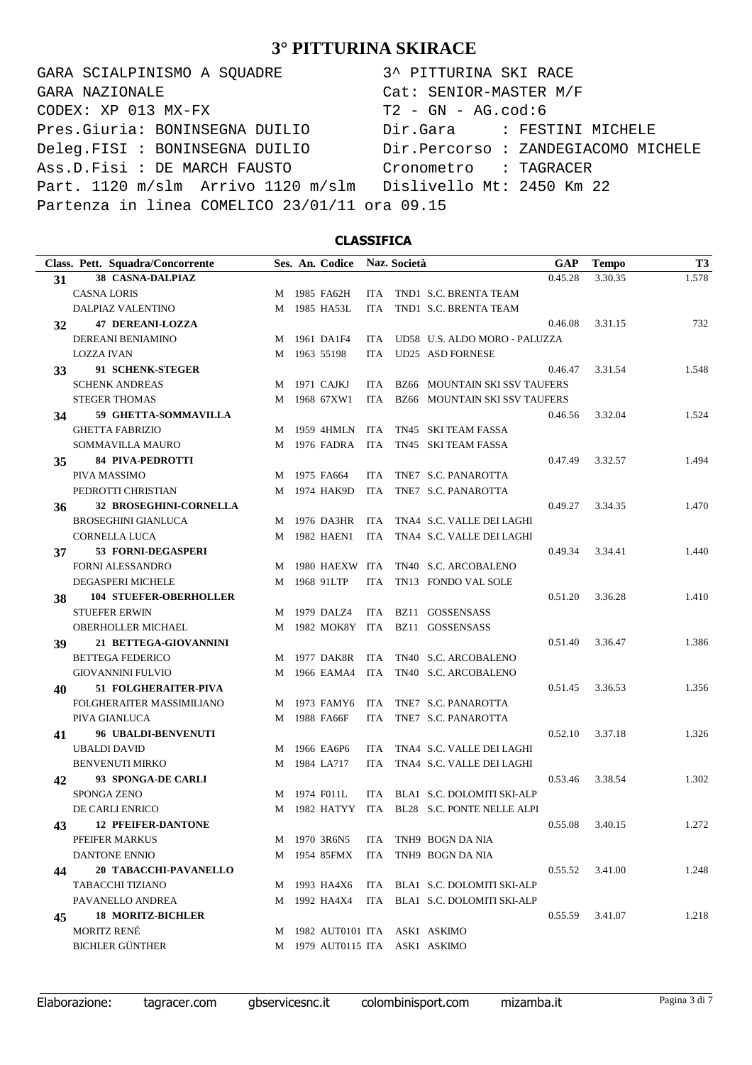# 3° PITTURINA SKIRACE

```
GARA SCIALPINISMO A SQUADRE                 3^ PITTURINA SKI RACE
GARA NAZIONALE                              Cat: SENIOR-MASTER M/F
CODEX: XP 013 MX-FX                         T2 - GN - AG.cod:6
Pres.Giuria: BONINSEGNA DUILIO              Dir.Gara     : FESTINI MICHELE
Deleg.FISI : BONINSEGNA DUILIO              Dir.Percorso : ZANDEGIACOMO MICHELE
Ass.D.Fisi : DE MARCH FAUSTO                Cronometro   : TAGRACER
Part. 1120 m/slm  Arrivo 1120 m/slm         Dislivello Mt: 2450 Km 22
Partenza in linea COMELICO 23/01/11 ora 09.15
```

## CLASSIFICA

| Class. | Pett. Squadra/Concorrente | Ses. | An. | Codice | Naz. | Società | GAP | Tempo | T3 |
|---|---|---|---|---|---|---|---|---|---|
| 31 | **38 CASNA-DALPIAZ** | | | | | | 0.45.28 | 3.30.35 | 1.578 |
| | CASNA LORIS | M | 1985 | FA62H | ITA | TND1 S.C. BRENTA TEAM | | | |
| | DALPIAZ VALENTINO | M | 1985 | HA53L | ITA | TND1 S.C. BRENTA TEAM | | | |
| 32 | **47 DEREANI-LOZZA** | | | | | | 0.46.08 | 3.31.15 | 732 |
| | DEREANI BENIAMINO | M | 1961 | DA1F4 | ITA | UD58 U.S. ALDO MORO - PALUZZA | | | |
| | LOZZA IVAN | M | 1963 | 55198 | ITA | UD25 ASD FORNESE | | | |
| 33 | **91 SCHENK-STEGER** | | | | | | 0.46.47 | 3.31.54 | 1.548 |
| | SCHENK ANDREAS | M | 1971 | CAJKJ | ITA | BZ66 MOUNTAIN SKI SSV TAUFERS | | | |
| | STEGER THOMAS | M | 1968 | 67XW1 | ITA | BZ66 MOUNTAIN SKI SSV TAUFERS | | | |
| 34 | **59 GHETTA-SOMMAVILLA** | | | | | | 0.46.56 | 3.32.04 | 1.524 |
| | GHETTA FABRIZIO | M | 1959 | 4HMLN | ITA | TN45 SKI TEAM FASSA | | | |
| | SOMMAVILLA MAURO | M | 1976 | FADRA | ITA | TN45 SKI TEAM FASSA | | | |
| 35 | **84 PIVA-PEDROTTI** | | | | | | 0.47.49 | 3.32.57 | 1.494 |
| | PIVA MASSIMO | M | 1975 | FA664 | ITA | TNE7 S.C. PANAROTTA | | | |
| | PEDROTTI CHRISTIAN | M | 1974 | HAK9D | ITA | TNE7 S.C. PANAROTTA | | | |
| 36 | **32 BROSEGHINI-CORNELLA** | | | | | | 0.49.27 | 3.34.35 | 1.470 |
| | BROSEGHINI GIANLUCA | M | 1976 | DA3HR | ITA | TNA4 S.C. VALLE DEI LAGHI | | | |
| | CORNELLA LUCA | M | 1982 | HAEN1 | ITA | TNA4 S.C. VALLE DEI LAGHI | | | |
| 37 | **53 FORNI-DEGASPERI** | | | | | | 0.49.34 | 3.34.41 | 1.440 |
| | FORNI ALESSANDRO | M | 1980 | HAEXW | ITA | TN40 S.C. ARCOBALENO | | | |
| | DEGASPERI MICHELE | M | 1968 | 91LTP | ITA | TN13 FONDO VAL SOLE | | | |
| 38 | **104 STUEFER-OBERHOLLER** | | | | | | 0.51.20 | 3.36.28 | 1.410 |
| | STUEFER ERWIN | M | 1979 | DALZ4 | ITA | BZ11 GOSSENSASS | | | |
| | OBERHOLLER MICHAEL | M | 1982 | MOK8Y | ITA | BZ11 GOSSENSASS | | | |
| 39 | **21 BETTEGA-GIOVANNINI** | | | | | | 0.51.40 | 3.36.47 | 1.386 |
| | BETTEGA FEDERICO | M | 1977 | DAK8R | ITA | TN40 S.C. ARCOBALENO | | | |
| | GIOVANNINI FULVIO | M | 1966 | EAMA4 | ITA | TN40 S.C. ARCOBALENO | | | |
| 40 | **51 FOLGHERAITER-PIVA** | | | | | | 0.51.45 | 3.36.53 | 1.356 |
| | FOLGHERAITER MASSIMILIANO | M | 1973 | FAMY6 | ITA | TNE7 S.C. PANAROTTA | | | |
| | PIVA GIANLUCA | M | 1988 | FA66F | ITA | TNE7 S.C. PANAROTTA | | | |
| 41 | **96 UBALDI-BENVENUTI** | | | | | | 0.52.10 | 3.37.18 | 1.326 |
| | UBALDI DAVID | M | 1966 | EA6P6 | ITA | TNA4 S.C. VALLE DEI LAGHI | | | |
| | BENVENUTI MIRKO | M | 1984 | LA717 | ITA | TNA4 S.C. VALLE DEI LAGHI | | | |
| 42 | **93 SPONGA-DE CARLI** | | | | | | 0.53.46 | 3.38.54 | 1.302 |
| | SPONGA ZENO | M | 1974 | F011L | ITA | BLA1 S.C. DOLOMITI SKI-ALP | | | |
| | DE CARLI ENRICO | M | 1982 | HATYY | ITA | BL28 S.C. PONTE NELLE ALPI | | | |
| 43 | **12 PFEIFER-DANTONE** | | | | | | 0.55.08 | 3.40.15 | 1.272 |
| | PFEIFER MARKUS | M | 1970 | 3R6N5 | ITA | TNH9 BOGN DA NIA | | | |
| | DANTONE ENNIO | M | 1954 | 85FMX | ITA | TNH9 BOGN DA NIA | | | |
| 44 | **20 TABACCHI-PAVANELLO** | | | | | | 0.55.52 | 3.41.00 | 1.248 |
| | TABACCHI TIZIANO | M | 1993 | HA4X6 | ITA | BLA1 S.C. DOLOMITI SKI-ALP | | | |
| | PAVANELLO ANDREA | M | 1992 | HA4X4 | ITA | BLA1 S.C. DOLOMITI SKI-ALP | | | |
| 45 | **18 MORITZ-BICHLER** | | | | | | 0.55.59 | 3.41.07 | 1.218 |
| | MORITZ RENÉ | M | 1982 | AUT0101 | ITA | ASK1 ASKIMO | | | |
| | BICHLER GÜNTHER | M | 1979 | AUT0115 | ITA | ASK1 ASKIMO | | | |

Elaborazione: tagracer.com gbservicesnc.it colombinisport.com mizamba.it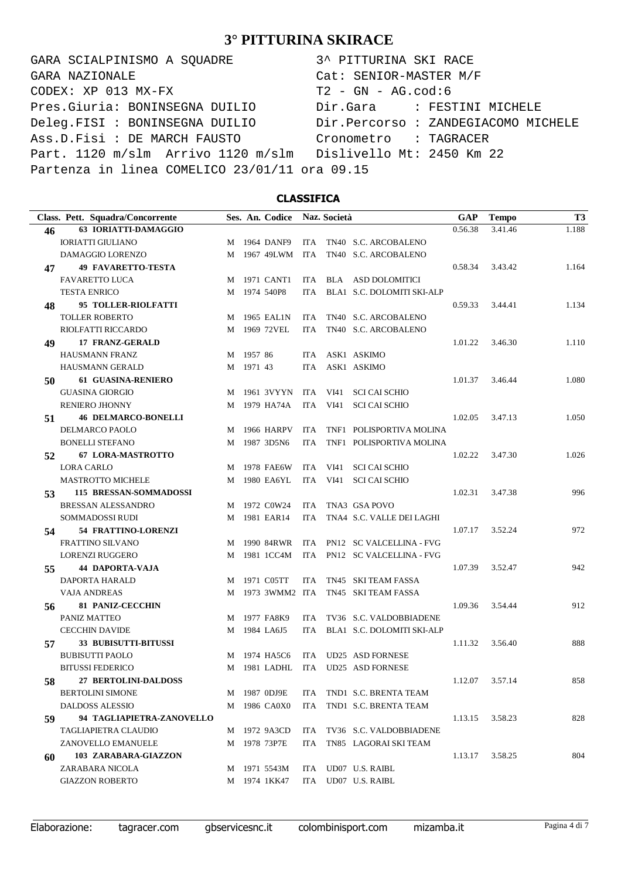# 3° PITTURINA SKIRACE

```
GARA SCIALPINISMO A SQUADRE                3^ PITTURINA SKI RACE
GARA NAZIONALE                             Cat: SENIOR-MASTER M/F
CODEX: XP 013 MX-FX                        T2 - GN - AG.cod:6
Pres.Giuria: BONINSEGNA DUILIO             Dir.Gara     : FESTINI MICHELE
Deleg.FISI : BONINSEGNA DUILIO             Dir.Percorso : ZANDEGIACOMO MICHELE
Ass.D.Fisi : DE MARCH FAUSTO               Cronometro   : TAGRACER
Part. 1120 m/slm  Arrivo 1120 m/slm        Dislivello Mt: 2450 Km 22
Partenza in linea COMELICO 23/01/11 ora 09.15
```

## CLASSIFICA

| Class. | Pett. Squadra/Concorrente | Ses. | An. | Codice | Naz. | Società | | GAP | Tempo | T3 |
|---|---|---|---|---|---|---|---|---|---|---|
| 46 | **63 IORIATTI-DAMAGGIO** | | | | | | | 0.56.38 | 3.41.46 | 1.188 |
| | IORIATTI GIULIANO | M | 1964 | DANF9 | ITA | TN40 | S.C. ARCOBALENO | | | |
| | DAMAGGIO LORENZO | M | 1967 | 49LWM | ITA | TN40 | S.C. ARCOBALENO | | | |
| 47 | **49 FAVARETTO-TESTA** | | | | | | | 0.58.34 | 3.43.42 | 1.164 |
| | FAVARETTO LUCA | M | 1971 | CANT1 | ITA | BLA | ASD DOLOMITICI | | | |
| | TESTA ENRICO | M | 1974 | 540P8 | ITA | BLA1 | S.C. DOLOMITI SKI-ALP | | | |
| 48 | **95 TOLLER-RIOLFATTI** | | | | | | | 0.59.33 | 3.44.41 | 1.134 |
| | TOLLER ROBERTO | M | 1965 | EAL1N | ITA | TN40 | S.C. ARCOBALENO | | | |
| | RIOLFATTI RICCARDO | M | 1969 | 72VEL | ITA | TN40 | S.C. ARCOBALENO | | | |
| 49 | **17 FRANZ-GERALD** | | | | | | | 1.01.22 | 3.46.30 | 1.110 |
| | HAUSMANN FRANZ | M | 1957 | 86 | ITA | ASK1 | ASKIMO | | | |
| | HAUSMANN GERALD | M | 1971 | 43 | ITA | ASK1 | ASKIMO | | | |
| 50 | **61 GUASINA-RENIERO** | | | | | | | 1.01.37 | 3.46.44 | 1.080 |
| | GUASINA GIORGIO | M | 1961 | 3VYYN | ITA | VI41 | SCI CAI SCHIO | | | |
| | RENIERO JHONNY | M | 1979 | HA74A | ITA | VI41 | SCI CAI SCHIO | | | |
| 51 | **46 DELMARCO-BONELLI** | | | | | | | 1.02.05 | 3.47.13 | 1.050 |
| | DELMARCO PAOLO | M | 1966 | HARPV | ITA | TNF1 | POLISPORTIVA MOLINA | | | |
| | BONELLI STEFANO | M | 1987 | 3D5N6 | ITA | TNF1 | POLISPORTIVA MOLINA | | | |
| 52 | **67 LORA-MASTROTTO** | | | | | | | 1.02.22 | 3.47.30 | 1.026 |
| | LORA CARLO | M | 1978 | FAE6W | ITA | VI41 | SCI CAI SCHIO | | | |
| | MASTROTTO MICHELE | M | 1980 | EA6YL | ITA | VI41 | SCI CAI SCHIO | | | |
| 53 | **115 BRESSAN-SOMMADOSSI** | | | | | | | 1.02.31 | 3.47.38 | 996 |
| | BRESSAN ALESSANDRO | M | 1972 | C0W24 | ITA | TNA3 | GSA POVO | | | |
| | SOMMADOSSI RUDI | M | 1981 | EAR14 | ITA | TNA4 | S.C. VALLE DEI LAGHI | | | |
| 54 | **54 FRATTINO-LORENZI** | | | | | | | 1.07.17 | 3.52.24 | 972 |
| | FRATTINO SILVANO | M | 1990 | 84RWR | ITA | PN12 | SC VALCELLINA - FVG | | | |
| | LORENZI RUGGERO | M | 1981 | 1CC4M | ITA | PN12 | SC VALCELLINA - FVG | | | |
| 55 | **44 DAPORTA-VAJA** | | | | | | | 1.07.39 | 3.52.47 | 942 |
| | DAPORTA HARALD | M | 1971 | C05TT | ITA | TN45 | SKI TEAM FASSA | | | |
| | VAJA ANDREAS | M | 1973 | 3WMM2 | ITA | TN45 | SKI TEAM FASSA | | | |
| 56 | **81 PANIZ-CECCHIN** | | | | | | | 1.09.36 | 3.54.44 | 912 |
| | PANIZ MATTEO | M | 1977 | FA8K9 | ITA | TV36 | S.C. VALDOBBIADENE | | | |
| | CECCHIN DAVIDE | M | 1984 | LA6J5 | ITA | BLA1 | S.C. DOLOMITI SKI-ALP | | | |
| 57 | **33 BUBISUTTI-BITUSSI** | | | | | | | 1.11.32 | 3.56.40 | 888 |
| | BUBISUTTI PAOLO | M | 1974 | HA5C6 | ITA | UD25 | ASD FORNESE | | | |
| | BITUSSI FEDERICO | M | 1981 | LADHL | ITA | UD25 | ASD FORNESE | | | |
| 58 | **27 BERTOLINI-DALDOSS** | | | | | | | 1.12.07 | 3.57.14 | 858 |
| | BERTOLINI SIMONE | M | 1987 | 0DJ9E | ITA | TND1 | S.C. BRENTA TEAM | | | |
| | DALDOSS ALESSIO | M | 1986 | CA0X0 | ITA | TND1 | S.C. BRENTA TEAM | | | |
| 59 | **94 TAGLIAPIETRA-ZANOVELLO** | | | | | | | 1.13.15 | 3.58.23 | 828 |
| | TAGLIAPIETRA CLAUDIO | M | 1972 | 9A3CD | ITA | TV36 | S.C. VALDOBBIADENE | | | |
| | ZANOVELLO EMANUELE | M | 1978 | 73P7E | ITA | TN85 | LAGORAI SKI TEAM | | | |
| 60 | **103 ZARABARA-GIAZZON** | | | | | | | 1.13.17 | 3.58.25 | 804 |
| | ZARABARA NICOLA | M | 1971 | 5543M | ITA | UD07 | U.S. RAIBL | | | |
| | GIAZZON ROBERTO | M | 1974 | 1KK47 | ITA | UD07 | U.S. RAIBL | | | |

Elaborazione: tagracer.com gbservicesnc.it colombinisport.com mizamba.it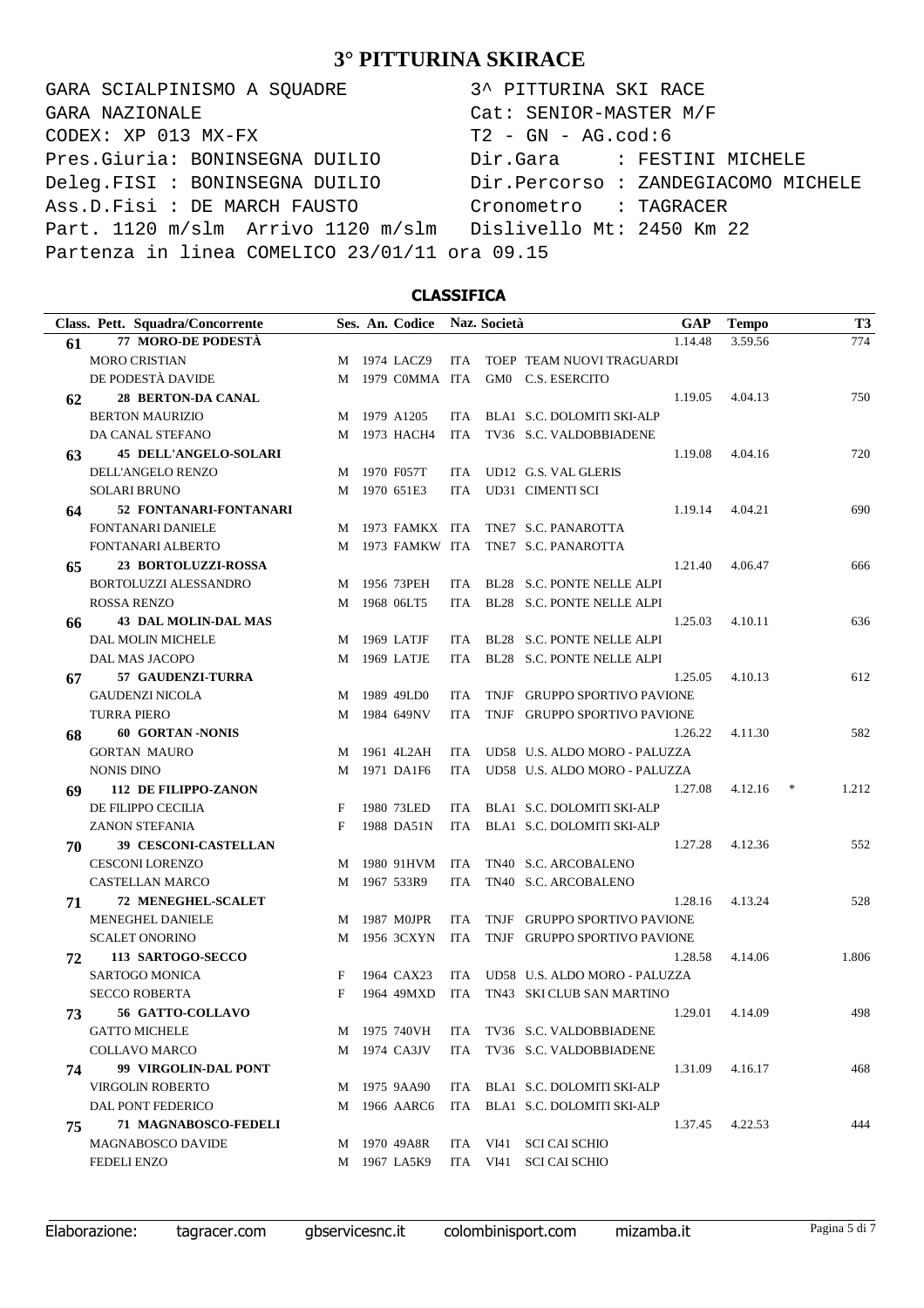# 3° PITTURINA SKIRACE

```
GARA SCIALPINISMO A SQUADRE                    3^ PITTURINA SKI RACE
GARA NAZIONALE                                 Cat: SENIOR-MASTER M/F
CODEX: XP 013 MX-FX                            T2 - GN - AG.cod:6
Pres.Giuria: BONINSEGNA DUILIO                 Dir.Gara     : FESTINI MICHELE
Deleg.FISI : BONINSEGNA DUILIO                 Dir.Percorso : ZANDEGIACOMO MICHELE
Ass.D.Fisi : DE MARCH FAUSTO                   Cronometro   : TAGRACER
Part. 1120 m/slm  Arrivo 1120 m/slm            Dislivello Mt: 2450 Km 22
Partenza in linea COMELICO 23/01/11 ora 09.15
```

**CLASSIFICA**

| Class. | Pett. Squadra/Concorrente | Ses. | An. | Codice | Naz. | Società | | GAP | Tempo | | T3 |
|---|---|---|---|---|---|---|---|---|---|---|---|
| 61 | **77 MORO-DE PODESTÀ** | | | | | | | 1.14.48 | 3.59.56 | | 774 |
| | MORO CRISTIAN | M | 1974 | LACZ9 | ITA | TOEP | TEAM NUOVI TRAGUARDI | | | | |
| | DE PODESTÀ DAVIDE | M | 1979 | C0MMA | ITA | GM0 | C.S. ESERCITO | | | | |
| 62 | **28 BERTON-DA CANAL** | | | | | | | 1.19.05 | 4.04.13 | | 750 |
| | BERTON MAURIZIO | M | 1979 | A1205 | ITA | BLA1 | S.C. DOLOMITI SKI-ALP | | | | |
| | DA CANAL STEFANO | M | 1973 | HACH4 | ITA | TV36 | S.C. VALDOBBIADENE | | | | |
| 63 | **45 DELL'ANGELO-SOLARI** | | | | | | | 1.19.08 | 4.04.16 | | 720 |
| | DELL'ANGELO RENZO | M | 1970 | F057T | ITA | UD12 | G.S. VAL GLERIS | | | | |
| | SOLARI BRUNO | M | 1970 | 651E3 | ITA | UD31 | CIMENTI SCI | | | | |
| 64 | **52 FONTANARI-FONTANARI** | | | | | | | 1.19.14 | 4.04.21 | | 690 |
| | FONTANARI DANIELE | M | 1973 | FAMKX | ITA | TNE7 | S.C. PANAROTTA | | | | |
| | FONTANARI ALBERTO | M | 1973 | FAMKW | ITA | TNE7 | S.C. PANAROTTA | | | | |
| 65 | **23 BORTOLUZZI-ROSSA** | | | | | | | 1.21.40 | 4.06.47 | | 666 |
| | BORTOLUZZI ALESSANDRO | M | 1956 | 73PEH | ITA | BL28 | S.C. PONTE NELLE ALPI | | | | |
| | ROSSA RENZO | M | 1968 | 06LT5 | ITA | BL28 | S.C. PONTE NELLE ALPI | | | | |
| 66 | **43 DAL MOLIN-DAL MAS** | | | | | | | 1.25.03 | 4.10.11 | | 636 |
| | DAL MOLIN MICHELE | M | 1969 | LATJF | ITA | BL28 | S.C. PONTE NELLE ALPI | | | | |
| | DAL MAS JACOPO | M | 1969 | LATJE | ITA | BL28 | S.C. PONTE NELLE ALPI | | | | |
| 67 | **57 GAUDENZI-TURRA** | | | | | | | 1.25.05 | 4.10.13 | | 612 |
| | GAUDENZI NICOLA | M | 1989 | 49LD0 | ITA | TNJF | GRUPPO SPORTIVO PAVIONE | | | | |
| | TURRA PIERO | M | 1984 | 649NV | ITA | TNJF | GRUPPO SPORTIVO PAVIONE | | | | |
| 68 | **60 GORTAN -NONIS** | | | | | | | 1.26.22 | 4.11.30 | | 582 |
| | GORTAN MAURO | M | 1961 | 4L2AH | ITA | UD58 | U.S. ALDO MORO - PALUZZA | | | | |
| | NONIS DINO | M | 1971 | DA1F6 | ITA | UD58 | U.S. ALDO MORO - PALUZZA | | | | |
| 69 | **112 DE FILIPPO-ZANON** | | | | | | | 1.27.08 | 4.12.16 | * | 1.212 |
| | DE FILIPPO CECILIA | F | 1980 | 73LED | ITA | BLA1 | S.C. DOLOMITI SKI-ALP | | | | |
| | ZANON STEFANIA | F | 1988 | DA51N | ITA | BLA1 | S.C. DOLOMITI SKI-ALP | | | | |
| 70 | **39 CESCONI-CASTELLAN** | | | | | | | 1.27.28 | 4.12.36 | | 552 |
| | CESCONI LORENZO | M | 1980 | 91HVM | ITA | TN40 | S.C. ARCOBALENO | | | | |
| | CASTELLAN MARCO | M | 1967 | 533R9 | ITA | TN40 | S.C. ARCOBALENO | | | | |
| 71 | **72 MENEGHEL-SCALET** | | | | | | | 1.28.16 | 4.13.24 | | 528 |
| | MENEGHEL DANIELE | M | 1987 | M0JPR | ITA | TNJF | GRUPPO SPORTIVO PAVIONE | | | | |
| | SCALET ONORINO | M | 1956 | 3CXYN | ITA | TNJF | GRUPPO SPORTIVO PAVIONE | | | | |
| 72 | **113 SARTOGO-SECCO** | | | | | | | 1.28.58 | 4.14.06 | | 1.806 |
| | SARTOGO MONICA | F | 1964 | CAX23 | ITA | UD58 | U.S. ALDO MORO - PALUZZA | | | | |
| | SECCO ROBERTA | F | 1964 | 49MXD | ITA | TN43 | SKI CLUB SAN MARTINO | | | | |
| 73 | **56 GATTO-COLLAVO** | | | | | | | 1.29.01 | 4.14.09 | | 498 |
| | GATTO MICHELE | M | 1975 | 740VH | ITA | TV36 | S.C. VALDOBBIADENE | | | | |
| | COLLAVO MARCO | M | 1974 | CA3JV | ITA | TV36 | S.C. VALDOBBIADENE | | | | |
| 74 | **99 VIRGOLIN-DAL PONT** | | | | | | | 1.31.09 | 4.16.17 | | 468 |
| | VIRGOLIN ROBERTO | M | 1975 | 9AA90 | ITA | BLA1 | S.C. DOLOMITI SKI-ALP | | | | |
| | DAL PONT FEDERICO | M | 1966 | AARC6 | ITA | BLA1 | S.C. DOLOMITI SKI-ALP | | | | |
| 75 | **71 MAGNABOSCO-FEDELI** | | | | | | | 1.37.45 | 4.22.53 | | 444 |
| | MAGNABOSCO DAVIDE | M | 1970 | 49A8R | ITA | VI41 | SCI CAI SCHIO | | | | |
| | FEDELI ENZO | M | 1967 | LA5K9 | ITA | VI41 | SCI CAI SCHIO | | | | |

Elaborazione: tagracer.com gbservicesnc.it colombinisport.com mizamba.it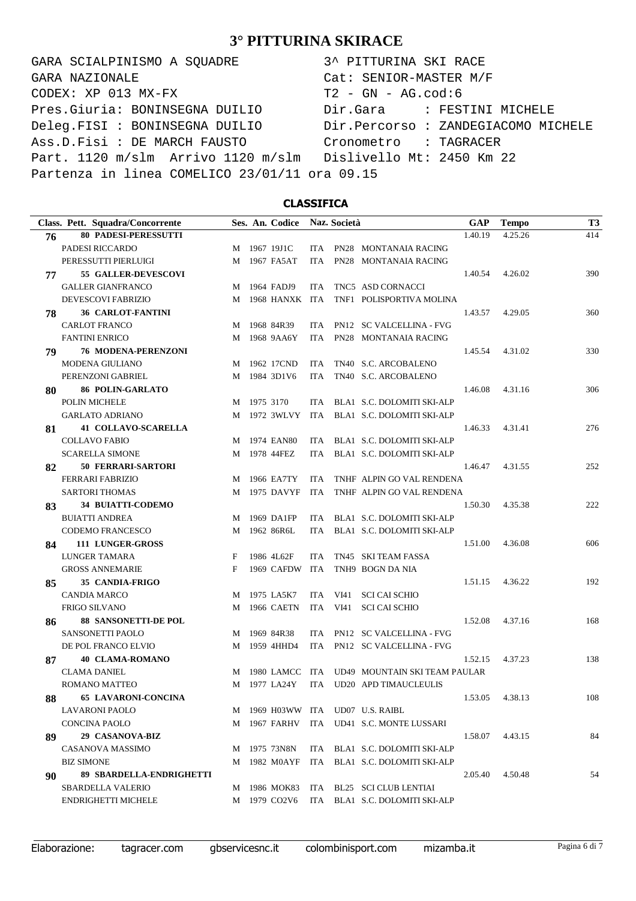# 3° PITTURINA SKIRACE

```
GARA SCIALPINISMO A SQUADRE                 3^ PITTURINA SKI RACE
GARA NAZIONALE                              Cat: SENIOR-MASTER M/F
CODEX: XP 013 MX-FX                         T2 - GN - AG.cod:6
Pres.Giuria: BONINSEGNA DUILIO              Dir.Gara     : FESTINI MICHELE
Deleg.FISI : BONINSEGNA DUILIO              Dir.Percorso : ZANDEGIACOMO MICHELE
Ass.D.Fisi : DE MARCH FAUSTO                Cronometro   : TAGRACER
Part. 1120 m/slm  Arrivo 1120 m/slm         Dislivello Mt: 2450 Km 22
Partenza in linea COMELICO 23/01/11 ora 09.15
```

## CLASSIFICA

| Class. | Pett. Squadra/Concorrente | Ses. | An. | Codice | Naz. | Società | GAP | Tempo | T3 |
|---|---|---|---|---|---|---|---|---|---|
| 76 | **80 PADESI-PERESSUTTI** | | | | | | 1.40.19 | 4.25.26 | 414 |
| | PADESI RICCARDO | M | 1967 | 19J1C | ITA | PN28 MONTANAIA RACING | | | |
| | PERESSUTTI PIERLUIGI | M | 1967 | FA5AT | ITA | PN28 MONTANAIA RACING | | | |
| 77 | **55 GALLER-DEVESCOVI** | | | | | | 1.40.54 | 4.26.02 | 390 |
| | GALLER GIANFRANCO | M | 1964 | FADJ9 | ITA | TNC5 ASD CORNACCI | | | |
| | DEVESCOVI FABRIZIO | M | 1968 | HANXK | ITA | TNF1 POLISPORTIVA MOLINA | | | |
| 78 | **36 CARLOT-FANTINI** | | | | | | 1.43.57 | 4.29.05 | 360 |
| | CARLOT FRANCO | M | 1968 | 84R39 | ITA | PN12 SC VALCELLINA - FVG | | | |
| | FANTINI ENRICO | M | 1968 | 9AA6Y | ITA | PN28 MONTANAIA RACING | | | |
| 79 | **76 MODENA-PERENZONI** | | | | | | 1.45.54 | 4.31.02 | 330 |
| | MODENA GIULIANO | M | 1962 | 17CND | ITA | TN40 S.C. ARCOBALENO | | | |
| | PERENZONI GABRIEL | M | 1984 | 3D1V6 | ITA | TN40 S.C. ARCOBALENO | | | |
| 80 | **86 POLIN-GARLATO** | | | | | | 1.46.08 | 4.31.16 | 306 |
| | POLIN MICHELE | M | 1975 | 3170 | ITA | BLA1 S.C. DOLOMITI SKI-ALP | | | |
| | GARLATO ADRIANO | M | 1972 | 3WLVY | ITA | BLA1 S.C. DOLOMITI SKI-ALP | | | |
| 81 | **41 COLLAVO-SCARELLA** | | | | | | 1.46.33 | 4.31.41 | 276 |
| | COLLAVO FABIO | M | 1974 | EAN80 | ITA | BLA1 S.C. DOLOMITI SKI-ALP | | | |
| | SCARELLA SIMONE | M | 1978 | 44FEZ | ITA | BLA1 S.C. DOLOMITI SKI-ALP | | | |
| 82 | **50 FERRARI-SARTORI** | | | | | | 1.46.47 | 4.31.55 | 252 |
| | FERRARI FABRIZIO | M | 1966 | EA7TY | ITA | TNHF ALPIN GO VAL RENDENA | | | |
| | SARTORI THOMAS | M | 1975 | DAVYF | ITA | TNHF ALPIN GO VAL RENDENA | | | |
| 83 | **34 BUIATTI-CODEMO** | | | | | | 1.50.30 | 4.35.38 | 222 |
| | BUIATTI ANDREA | M | 1969 | DA1FP | ITA | BLA1 S.C. DOLOMITI SKI-ALP | | | |
| | CODEMO FRANCESCO | M | 1962 | 86R6L | ITA | BLA1 S.C. DOLOMITI SKI-ALP | | | |
| 84 | **111 LUNGER-GROSS** | | | | | | 1.51.00 | 4.36.08 | 606 |
| | LUNGER TAMARA | F | 1986 | 4L62F | ITA | TN45 SKI TEAM FASSA | | | |
| | GROSS ANNEMARIE | F | 1969 | CAFDW | ITA | TNH9 BOGN DA NIA | | | |
| 85 | **35 CANDIA-FRIGO** | | | | | | 1.51.15 | 4.36.22 | 192 |
| | CANDIA MARCO | M | 1975 | LA5K7 | ITA | VI41 SCI CAI SCHIO | | | |
| | FRIGO SILVANO | M | 1966 | CAETN | ITA | VI41 SCI CAI SCHIO | | | |
| 86 | **88 SANSONETTI-DE POL** | | | | | | 1.52.08 | 4.37.16 | 168 |
| | SANSONETTI PAOLO | M | 1969 | 84R38 | ITA | PN12 SC VALCELLINA - FVG | | | |
| | DE POL FRANCO ELVIO | M | 1959 | 4HHD4 | ITA | PN12 SC VALCELLINA - FVG | | | |
| 87 | **40 CLAMA-ROMANO** | | | | | | 1.52.15 | 4.37.23 | 138 |
| | CLAMA DANIEL | M | 1980 | LAMCC | ITA | UD49 MOUNTAIN SKI TEAM PAULAR | | | |
| | ROMANO MATTEO | M | 1977 | LA24Y | ITA | UD20 APD TIMAUCLEULIS | | | |
| 88 | **65 LAVARONI-CONCINA** | | | | | | 1.53.05 | 4.38.13 | 108 |
| | LAVARONI PAOLO | M | 1969 | H03WW | ITA | UD07 U.S. RAIBL | | | |
| | CONCINA PAOLO | M | 1967 | FARHV | ITA | UD41 S.C. MONTE LUSSARI | | | |
| 89 | **29 CASANOVA-BIZ** | | | | | | 1.58.07 | 4.43.15 | 84 |
| | CASANOVA MASSIMO | M | 1975 | 73N8N | ITA | BLA1 S.C. DOLOMITI SKI-ALP | | | |
| | BIZ SIMONE | M | 1982 | M0AYF | ITA | BLA1 S.C. DOLOMITI SKI-ALP | | | |
| 90 | **89 SBARDELLA-ENDRIGHETTI** | | | | | | 2.05.40 | 4.50.48 | 54 |
| | SBARDELLA VALERIO | M | 1986 | MOK83 | ITA | BL25 SCI CLUB LENTIAI | | | |
| | ENDRIGHETTI MICHELE | M | 1979 | CO2V6 | ITA | BLA1 S.C. DOLOMITI SKI-ALP | | | |

Elaborazione: tagracer.com gbservicesnc.it colombinisport.com mizamba.it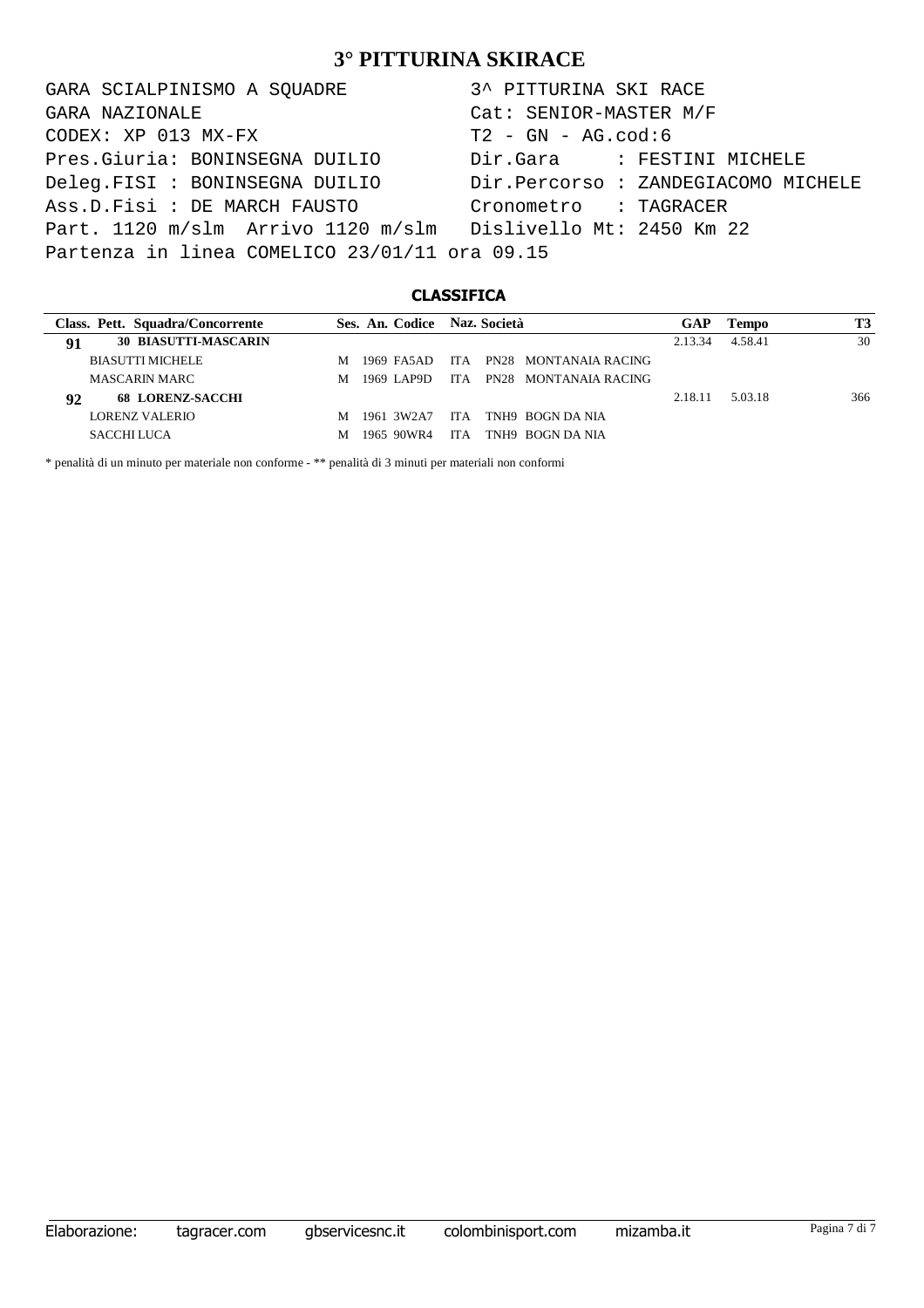# 3° PITTURINA SKIRACE

```
GARA SCIALPINISMO A SQUADRE         3^ PITTURINA SKI RACE
GARA NAZIONALE                      Cat: SENIOR-MASTER M/F
CODEX: XP 013 MX-FX                 T2 - GN - AG.cod:6
Pres.Giuria: BONINSEGNA DUILIO      Dir.Gara     : FESTINI MICHELE
Deleg.FISI : BONINSEGNA DUILIO      Dir.Percorso : ZANDEGIACOMO MICHELE
Ass.D.Fisi : DE MARCH FAUSTO        Cronometro   : TAGRACER
Part. 1120 m/slm  Arrivo 1120 m/slm   Dislivello Mt: 2450 Km 22
Partenza in linea COMELICO 23/01/11 ora 09.15
```

**CLASSIFICA**

| Class. | Pett. Squadra/Concorrente | Ses. | An. | Codice | Naz. | Società | GAP | Tempo | T3 |
|---|---|---|---|---|---|---|---|---|---|
| **91** | **30 BIASUTTI-MASCARIN** | | | | | | 2.13.34 | 4.58.41 | 30 |
| | BIASUTTI MICHELE | M | 1969 | FA5AD | ITA | PN28 MONTANAIA RACING | | | |
| | MASCARIN MARC | M | 1969 | LAP9D | ITA | PN28 MONTANAIA RACING | | | |
| **92** | **68 LORENZ-SACCHI** | | | | | | 2.18.11 | 5.03.18 | 366 |
| | LORENZ VALERIO | M | 1961 | 3W2A7 | ITA | TNH9 BOGN DA NIA | | | |
| | SACCHI LUCA | M | 1965 | 90WR4 | ITA | TNH9 BOGN DA NIA | | | |

* penalità di un minuto per materiale non conforme - ** penalità di 3 minuti per materiali non conformi

Elaborazione: tagracer.com gbservicesnc.it colombinisport.com mizamba.it